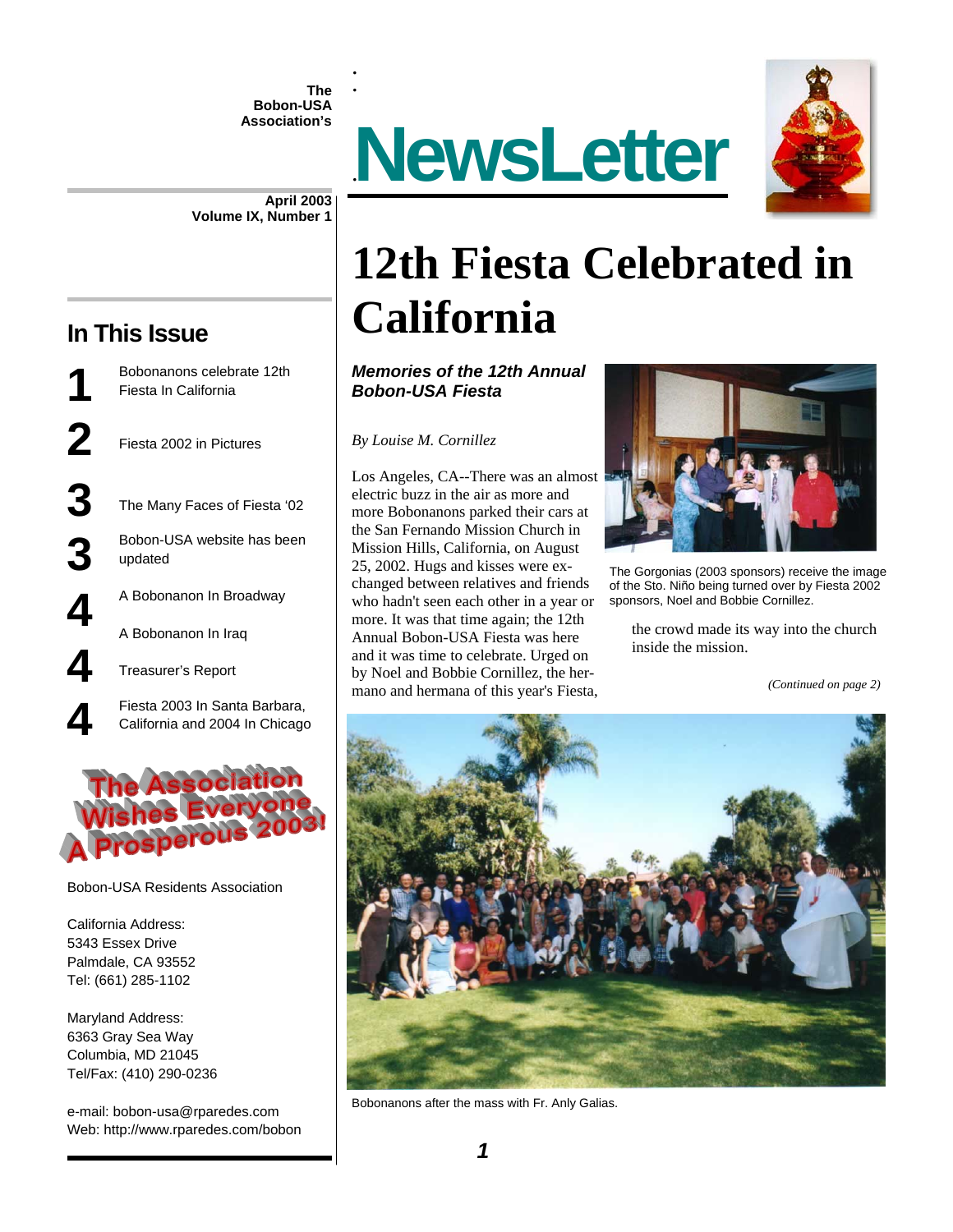The Bobon-USA Association's

# NewsLetter

April 2003
Volume IX, Number 1

## In This Issue

**1** Bobonanons celebrate 12th Fiesta In California

**2** Fiesta 2002 in Pictures

**3** The Many Faces of Fiesta '02

**3** Bobon-USA website has been updated

**4** A Bobonanon In Broadway

A Bobonanon In Iraq

**4** Treasurer's Report

**4** Fiesta 2003 In Santa Barbara, California and 2004 In Chicago

The Association Wishes Everyone A Prosperous 2003!

Bobon-USA Residents Association

California Address:
5343 Essex Drive
Palmdale, CA 93552
Tel: (661) 285-1102

Maryland Address:
6363 Gray Sea Way
Columbia, MD 21045
Tel/Fax: (410) 290-0236

e-mail: bobon-usa@rparedes.com
Web: http://www.rparedes.com/bobon

# 12th Fiesta Celebrated in California

***Memories of the 12th Annual Bobon-USA Fiesta***

*By Louise M. Cornillez*

Los Angeles, CA--There was an almost electric buzz in the air as more and more Bobonanons parked their cars at the San Fernando Mission Church in Mission Hills, California, on August 25, 2002. Hugs and kisses were exchanged between relatives and friends who hadn't seen each other in a year or more. It was that time again; the 12th Annual Bobon-USA Fiesta was here and it was time to celebrate. Urged on by Noel and Bobbie Cornillez, the hermano and hermana of this year's Fiesta, the crowd made its way into the church inside the mission.

*(Continued on page 2)*

The Gorgonias (2003 sponsors) receive the image of the Sto. Niño being turned over by Fiesta 2002 sponsors, Noel and Bobbie Cornillez.

Bobonanons after the mass with Fr. Anly Galias.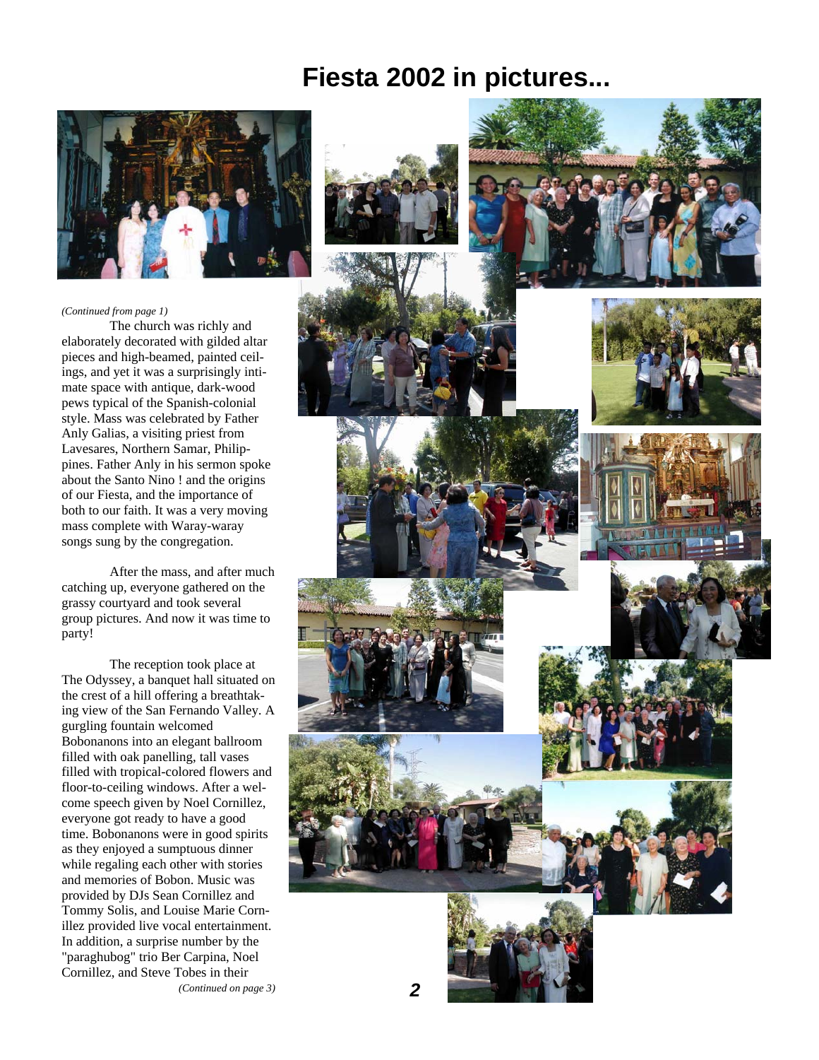# Fiesta 2002 in pictures...

*(Continued from page 1)*

The church was richly and elaborately decorated with gilded altar pieces and high-beamed, painted ceilings, and yet it was a surprisingly intimate space with antique, dark-wood pews typical of the Spanish-colonial style. Mass was celebrated by Father Anly Galias, a visiting priest from Lavesares, Northern Samar, Philippines. Father Anly in his sermon spoke about the Santo Nino ! and the origins of our Fiesta, and the importance of both to our faith. It was a very moving mass complete with Waray-waray songs sung by the congregation.

After the mass, and after much catching up, everyone gathered on the grassy courtyard and took several group pictures. And now it was time to party!

The reception took place at The Odyssey, a banquet hall situated on the crest of a hill offering a breathtaking view of the San Fernando Valley. A gurgling fountain welcomed Bobonanons into an elegant ballroom filled with oak panelling, tall vases filled with tropical-colored flowers and floor-to-ceiling windows. After a welcome speech given by Noel Cornillez, everyone got ready to have a good time. Bobonanons were in good spirits as they enjoyed a sumptuous dinner while regaling each other with stories and memories of Bobon. Music was provided by DJs Sean Cornillez and Tommy Solis, and Louise Marie Cornillez provided live vocal entertainment. In addition, a surprise number by the "paraghubog" trio Ber Carpina, Noel Cornillez, and Steve Tobes in their

*(Continued on page 3)*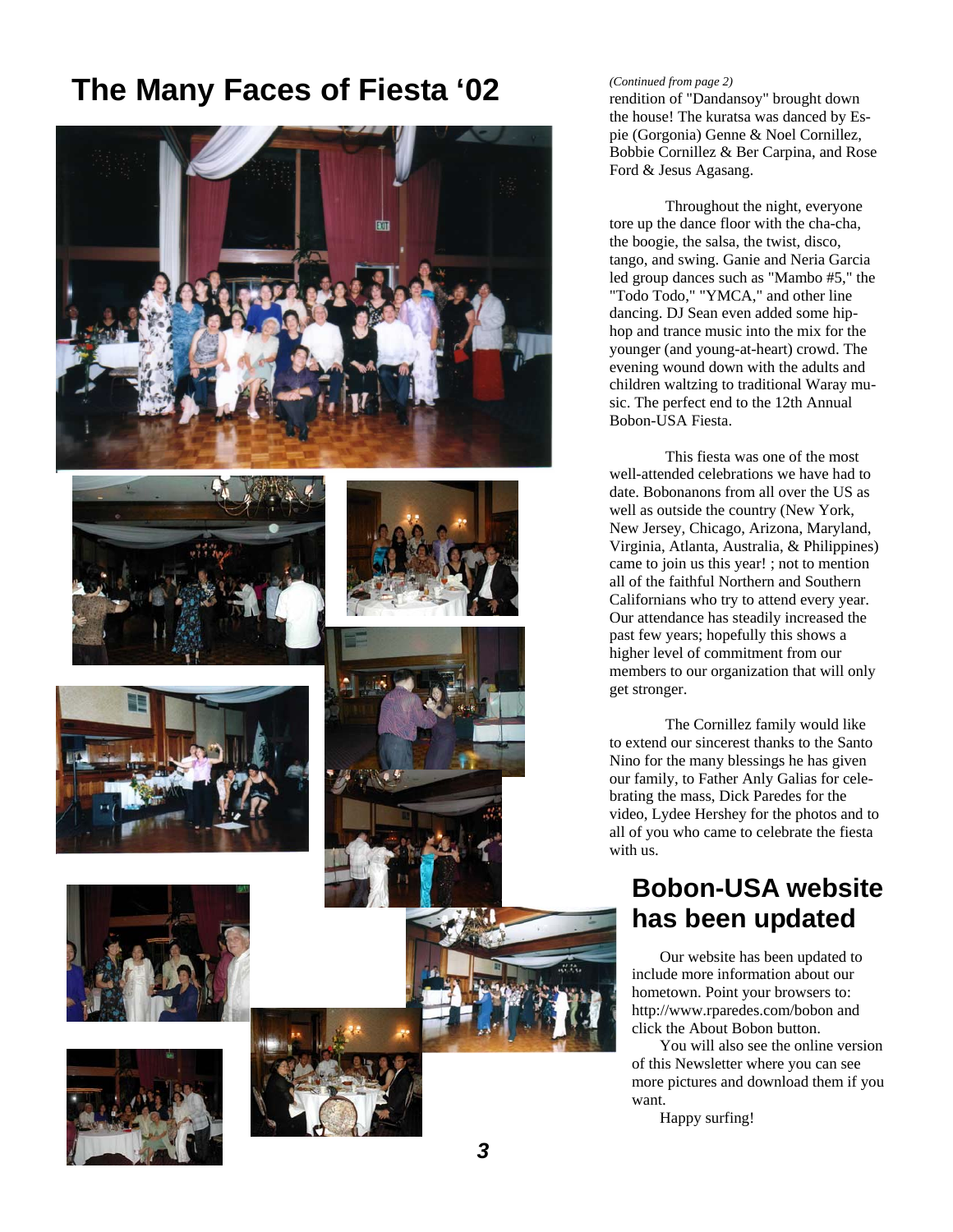# The Many Faces of Fiesta '02

*(Continued from page 2)*

rendition of "Dandansoy" brought down the house! The kuratsa was danced by Espie (Gorgonia) Genne & Noel Cornillez, Bobbie Cornillez & Ber Carpina, and Rose Ford & Jesus Agasang.

Throughout the night, everyone tore up the dance floor with the cha-cha, the boogie, the salsa, the twist, disco, tango, and swing. Ganie and Neria Garcia led group dances such as "Mambo #5," the "Todo Todo," "YMCA," and other line dancing. DJ Sean even added some hip-hop and trance music into the mix for the younger (and young-at-heart) crowd. The evening wound down with the adults and children waltzing to traditional Waray music. The perfect end to the 12th Annual Bobon-USA Fiesta.

This fiesta was one of the most well-attended celebrations we have had to date. Bobonanons from all over the US as well as outside the country (New York, New Jersey, Chicago, Arizona, Maryland, Virginia, Atlanta, Australia, & Philippines) came to join us this year! ; not to mention all of the faithful Northern and Southern Californians who try to attend every year. Our attendance has steadily increased the past few years; hopefully this shows a higher level of commitment from our members to our organization that will only get stronger.

The Cornillez family would like to extend our sincerest thanks to the Santo Nino for the many blessings he has given our family, to Father Anly Galias for celebrating the mass, Dick Paredes for the video, Lydee Hershey for the photos and to all of you who came to celebrate the fiesta with us.

## Bobon-USA website has been updated

Our website has been updated to include more information about our hometown. Point your browsers to: http://www.rparedes.com/bobon and click the About Bobon button.

You will also see the online version of this Newsletter where you can see more pictures and download them if you want.

Happy surfing!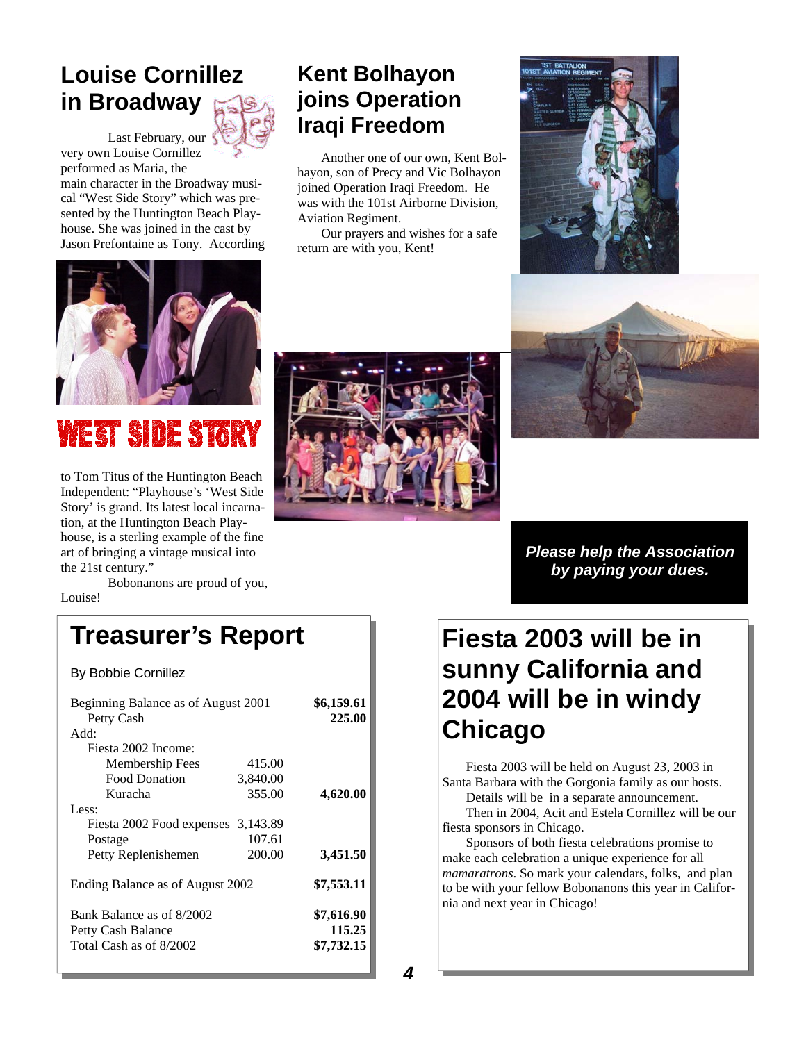## Louise Cornillez in Broadway

Last February, our very own Louise Cornillez performed as Maria, the main character in the Broadway musical "West Side Story" which was presented by the Huntington Beach Playhouse. She was joined in the cast by Jason Prefontaine as Tony. According to Tom Titus of the Huntington Beach Independent: "Playhouse's 'West Side Story' is grand. Its latest local incarnation, at the Huntington Beach Playhouse, is a sterling example of the fine art of bringing a vintage musical into the 21st century."

Bobonanons are proud of you, Louise!

## Kent Bolhayon joins Operation Iraqi Freedom

Another one of our own, Kent Bolhayon, son of Precy and Vic Bolhayon joined Operation Iraqi Freedom. He was with the 101st Airborne Division, Aviation Regiment.

Our prayers and wishes for a safe return are with you, Kent!

***Please help the Association by paying your dues.***

## Treasurer's Report

By Bobbie Cornillez

| | | |
|---|---|---|
| Beginning Balance as of August 2001 | | **$6,159.61** |
| Petty Cash | | **225.00** |
| Add: | | |
| Fiesta 2002 Income: | | |
| Membership Fees | 415.00 | |
| Food Donation | 3,840.00 | |
| Kuracha | 355.00 | **4,620.00** |
| Less: | | |
| Fiesta 2002 Food expenses | 3,143.89 | |
| Postage | 107.61 | |
| Petty Replenishemen | 200.00 | **3,451.50** |
| Ending Balance as of August 2002 | | **$7,553.11** |
| Bank Balance as of 8/2002 | | **$7,616.90** |
| Petty Cash Balance | | **115.25** |
| Total Cash as of 8/2002 | | **$7,732.15** |

## Fiesta 2003 will be in sunny California and 2004 will be in windy Chicago

Fiesta 2003 will be held on August 23, 2003 in Santa Barbara with the Gorgonia family as our hosts.

Details will be in a separate announcement.

Then in 2004, Acit and Estela Cornillez will be our fiesta sponsors in Chicago.

Sponsors of both fiesta celebrations promise to make each celebration a unique experience for all *mamaratrons*. So mark your calendars, folks, and plan to be with your fellow Bobonanons this year in California and next year in Chicago!